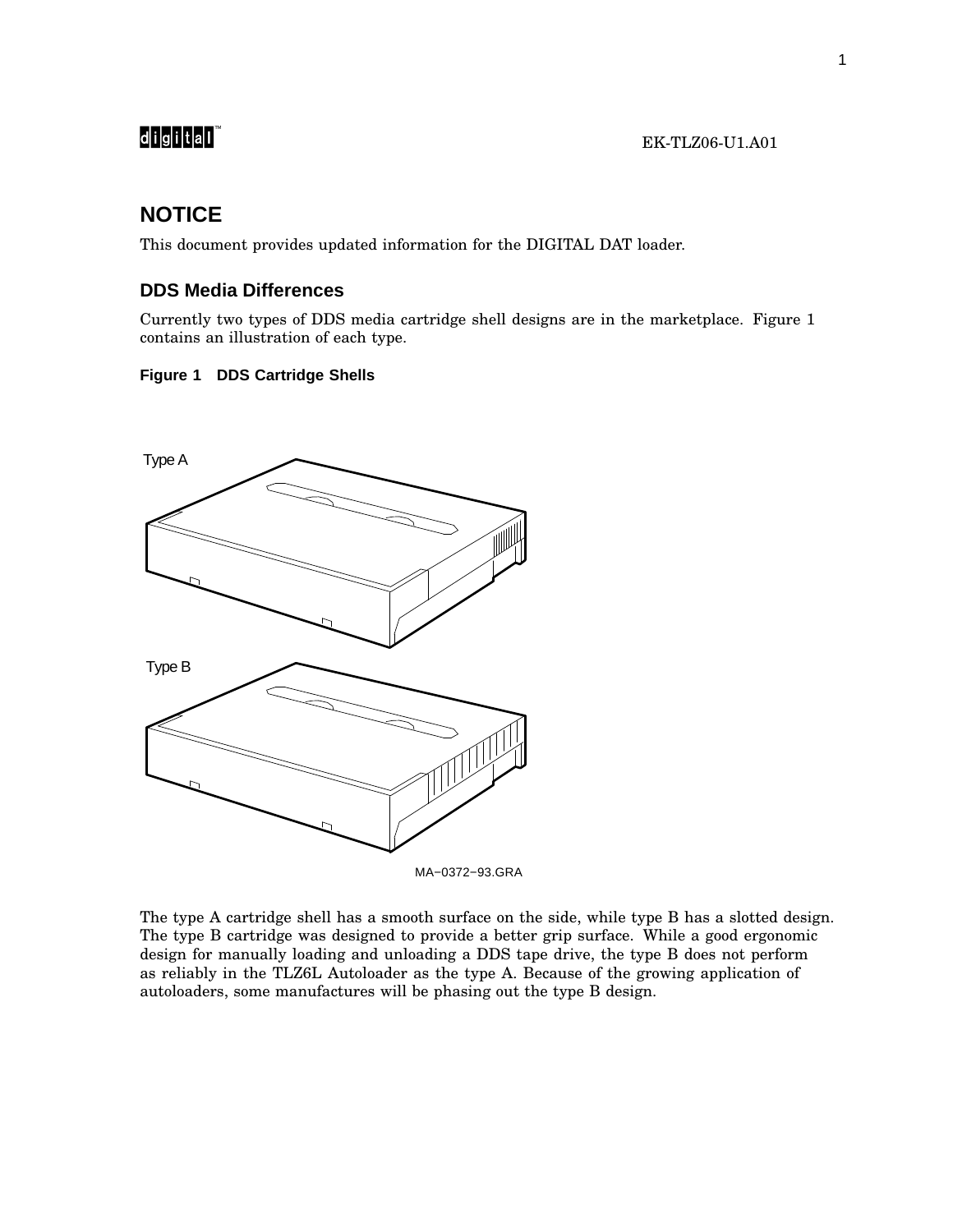EK-TLZ06-U1.A01

# NOTICE

This document provides updated information for the DIGITAL DAT loader.

## DDS Media Differences

Currently two types of DDS media cartridge shell designs are in the marketplace. Figure 1 contains an illustration of each type.

**Figure 1 DDS Cartridge Shells**

Type A

Type B

MA−0372−93.GRA

The type A cartridge shell has a smooth surface on the side, while type B has a slotted design. The type B cartridge was designed to provide a better grip surface. While a good ergonomic design for manually loading and unloading a DDS tape drive, the type B does not perform as reliably in the TLZ6L Autoloader as the type A. Because of the growing application of autoloaders, some manufactures will be phasing out the type B design.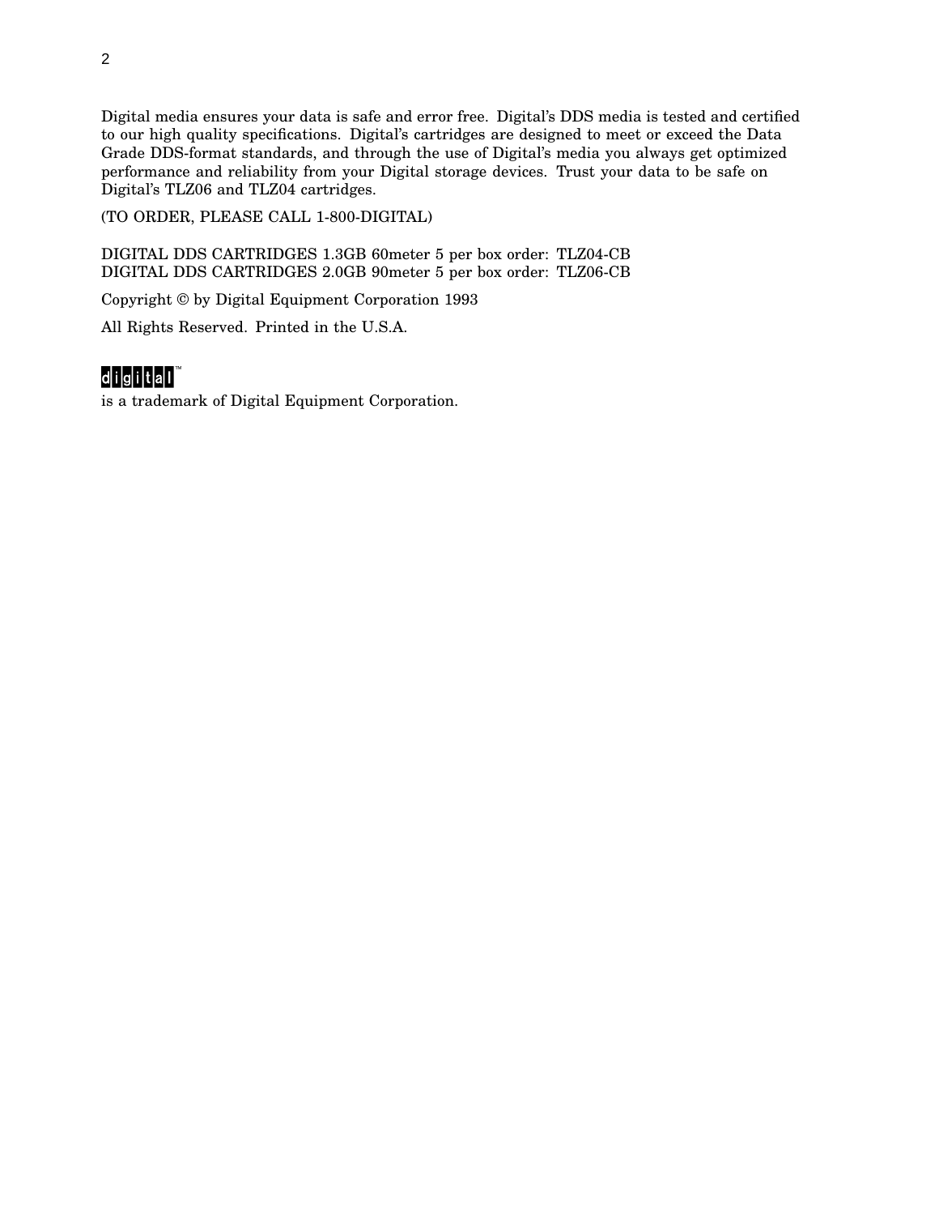Digital media ensures your data is safe and error free. Digital's DDS media is tested and certified to our high quality specifications. Digital's cartridges are designed to meet or exceed the Data Grade DDS-format standards, and through the use of Digital's media you always get optimized performance and reliability from your Digital storage devices. Trust your data to be safe on Digital's TLZ06 and TLZ04 cartridges.

(TO ORDER, PLEASE CALL 1-800-DIGITAL)

DIGITAL DDS CARTRIDGES 1.3GB 60meter 5 per box order: TLZ04-CB
DIGITAL DDS CARTRIDGES 2.0GB 90meter 5 per box order: TLZ06-CB

Copyright © by Digital Equipment Corporation 1993

All Rights Reserved. Printed in the U.S.A.

digital™
is a trademark of Digital Equipment Corporation.